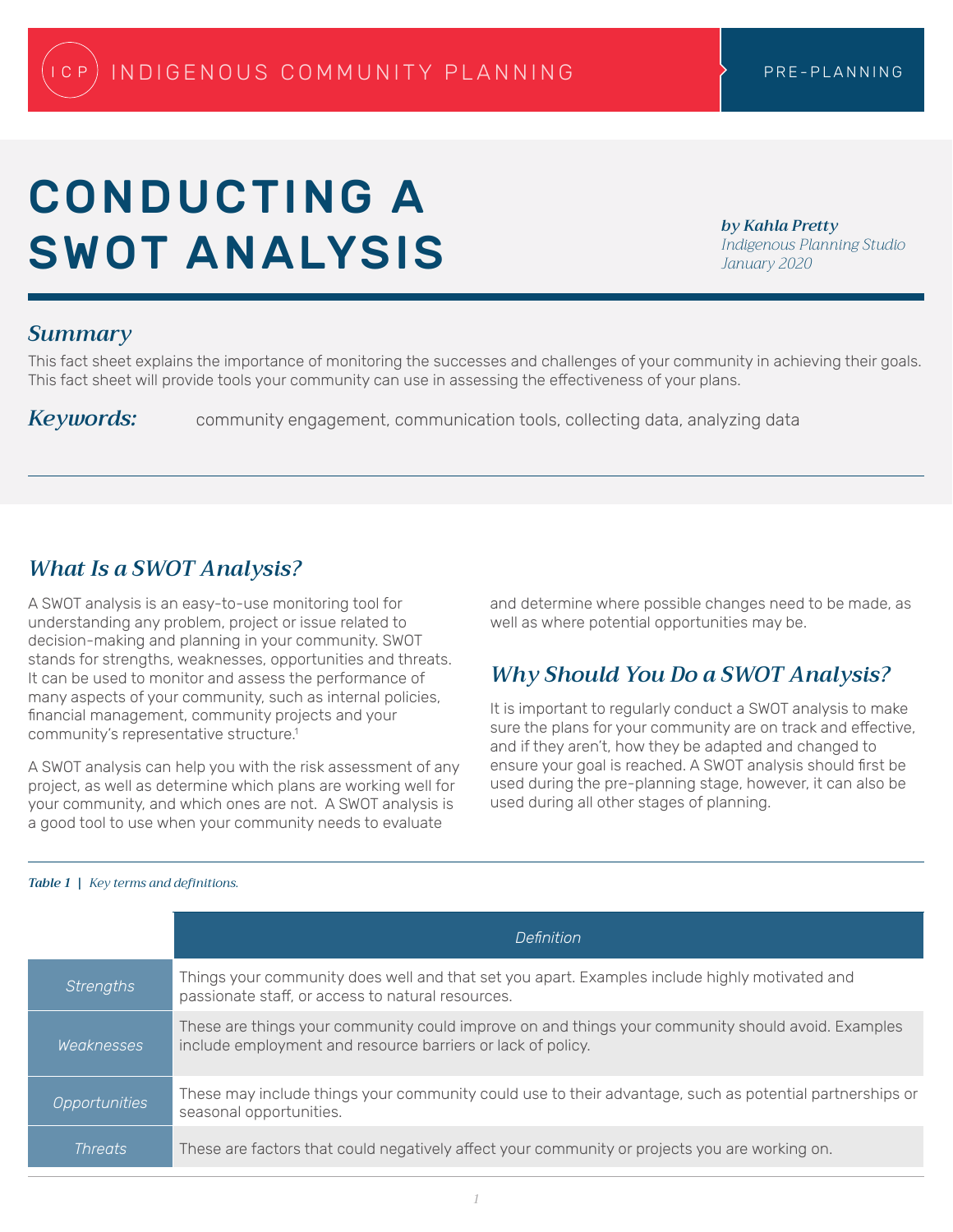ICP INDIGENOUS COMMUNITY PLANNING | PRE-PLANNING

# CONDUCTING A SWOT ANALYSIS

***by Kahla Pretty***
*Indigenous Planning Studio*
*January 2020*

## *Summary*

This fact sheet explains the importance of monitoring the successes and challenges of your community in achieving their goals. This fact sheet will provide tools your community can use in assessing the effectiveness of your plans.

***Keywords:*** community engagement, communication tools, collecting data, analyzing data

## *What Is a SWOT Analysis?*

A SWOT analysis is an easy-to-use monitoring tool for understanding any problem, project or issue related to decision-making and planning in your community. SWOT stands for strengths, weaknesses, opportunities and threats. It can be used to monitor and assess the performance of many aspects of your community, such as internal policies, financial management, community projects and your community's representative structure.[1]

A SWOT analysis can help you with the risk assessment of any project, as well as determine which plans are working well for your community, and which ones are not. A SWOT analysis is a good tool to use when your community needs to evaluate and determine where possible changes need to be made, as well as where potential opportunities may be.

## *Why Should You Do a SWOT Analysis?*

It is important to regularly conduct a SWOT analysis to make sure the plans for your community are on track and effective, and if they aren't, how they be adapted and changed to ensure your goal is reached. A SWOT analysis should first be used during the pre-planning stage, however, it can also be used during all other stages of planning.

***Table 1** | Key terms and definitions.*

| | *Definition* |
|---|---|
| *Strengths* | Things your community does well and that set you apart. Examples include highly motivated and passionate staff, or access to natural resources. |
| *Weaknesses* | These are things your community could improve on and things your community should avoid. Examples include employment and resource barriers or lack of policy. |
| *Opportunities* | These may include things your community could use to their advantage, such as potential partnerships or seasonal opportunities. |
| *Threats* | These are factors that could negatively affect your community or projects you are working on. |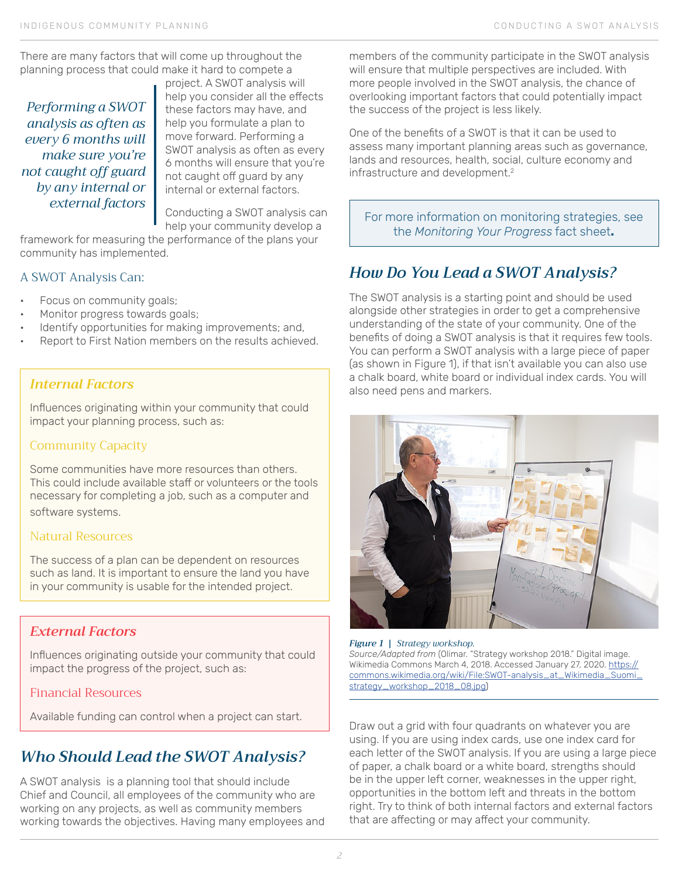There are many factors that will come up throughout the planning process that could make it hard to compete a project. A SWOT analysis will help you consider all the effects these factors may have, and help you formulate a plan to move forward. Performing a SWOT analysis as often as every 6 months will ensure that you're not caught off guard by any internal or external factors.

> *Performing a SWOT analysis as often as every 6 months will make sure you're not caught off guard by any internal or external factors*

Conducting a SWOT analysis can help your community develop a framework for measuring the performance of the plans your community has implemented.

### A SWOT Analysis Can:

- Focus on community goals;
- Monitor progress towards goals;
- Identify opportunities for making improvements; and,
- Report to First Nation members on the results achieved.

### *Internal Factors*

Influences originating within your community that could impact your planning process, such as:

#### Community Capacity

Some communities have more resources than others. This could include available staff or volunteers or the tools necessary for completing a job, such as a computer and software systems.

#### Natural Resources

The success of a plan can be dependent on resources such as land. It is important to ensure the land you have in your community is usable for the intended project.

### *External Factors*

Influences originating outside your community that could impact the progress of the project, such as:

#### Financial Resources

Available funding can control when a project can start.

## *Who Should Lead the SWOT Analysis?*

A SWOT analysis is a planning tool that should include Chief and Council, all employees of the community who are working on any projects, as well as community members working towards the objectives. Having many employees and members of the community participate in the SWOT analysis will ensure that multiple perspectives are included. With more people involved in the SWOT analysis, the chance of overlooking important factors that could potentially impact the success of the project is less likely.

One of the benefits of a SWOT is that it can be used to assess many important planning areas such as governance, lands and resources, health, social, culture economy and infrastructure and development.[2]

> For more information on monitoring strategies, see the *Monitoring Your Progress* fact sheet**.**

## *How Do You Lead a SWOT Analysis?*

The SWOT analysis is a starting point and should be used alongside other strategies in order to get a comprehensive understanding of the state of your community. One of the benefits of doing a SWOT analysis is that it requires few tools. You can perform a SWOT analysis with a large piece of paper (as shown in Figure 1), if that isn't available you can also use a chalk board, white board or individual index cards. You will also need pens and markers.

***Figure 1*** | *Strategy workshop.*
*Source/Adapted from* (Olimar. "Strategy workshop 2018." Digital image. Wikimedia Commons March 4, 2018. Accessed January 27, 2020. https://commons.wikimedia.org/wiki/File:SWOT-analysis_at_Wikimedia_Suomi_strategy_workshop_2018_08.jpg)

Draw out a grid with four quadrants on whatever you are using. If you are using index cards, use one index card for each letter of the SWOT analysis. If you are using a large piece of paper, a chalk board or a white board, strengths should be in the upper left corner, weaknesses in the upper right, opportunities in the bottom left and threats in the bottom right. Try to think of both internal factors and external factors that are affecting or may affect your community.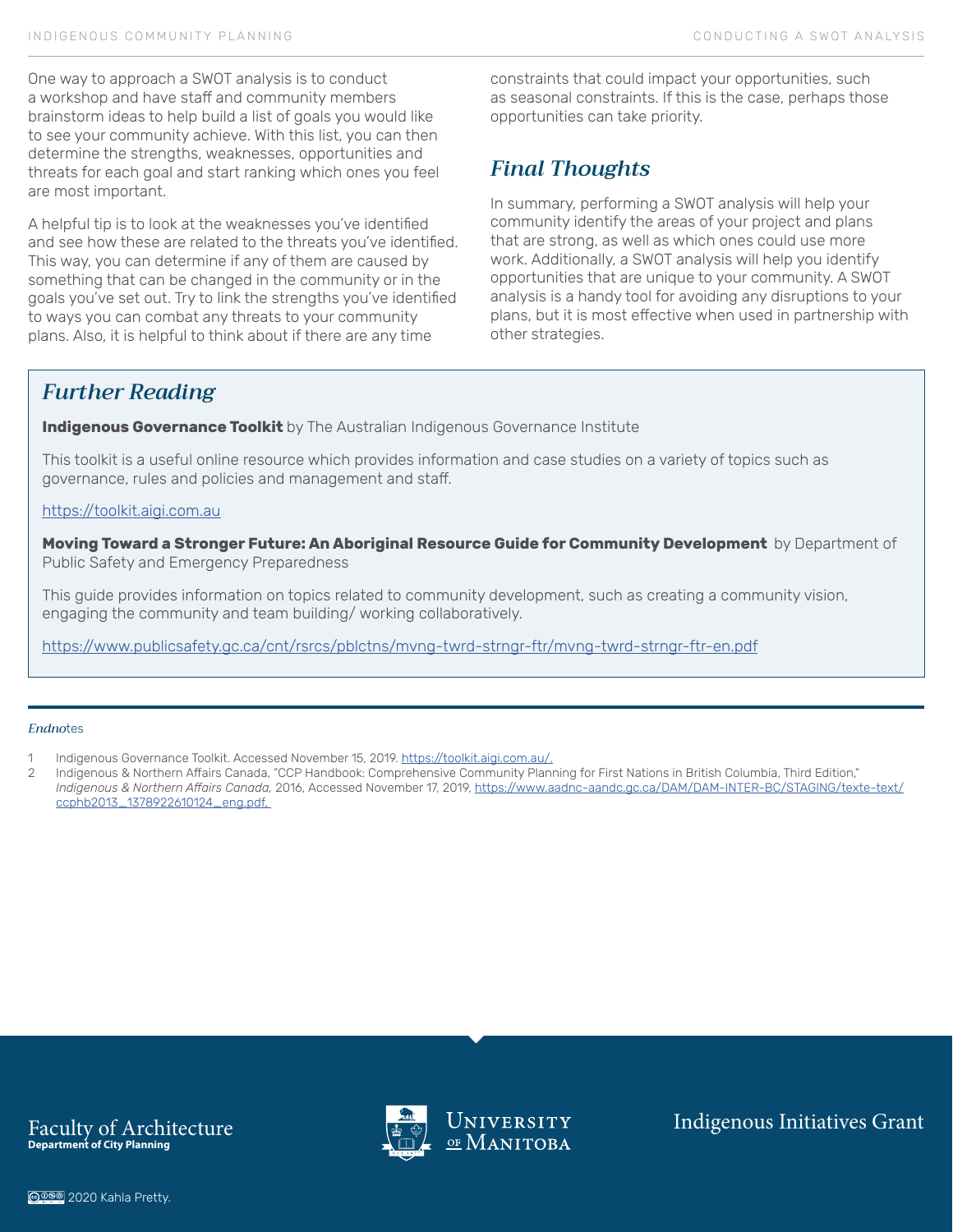One way to approach a SWOT analysis is to conduct a workshop and have staff and community members brainstorm ideas to help build a list of goals you would like to see your community achieve. With this list, you can then determine the strengths, weaknesses, opportunities and threats for each goal and start ranking which ones you feel are most important.

A helpful tip is to look at the weaknesses you've identified and see how these are related to the threats you've identified. This way, you can determine if any of them are caused by something that can be changed in the community or in the goals you've set out. Try to link the strengths you've identified to ways you can combat any threats to your community plans. Also, it is helpful to think about if there are any time constraints that could impact your opportunities, such as seasonal constraints. If this is the case, perhaps those opportunities can take priority.

## *Final Thoughts*

In summary, performing a SWOT analysis will help your community identify the areas of your project and plans that are strong, as well as which ones could use more work. Additionally, a SWOT analysis will help you identify opportunities that are unique to your community. A SWOT analysis is a handy tool for avoiding any disruptions to your plans, but it is most effective when used in partnership with other strategies.

## *Further Reading*

**Indigenous Governance Toolkit** by The Australian Indigenous Governance Institute

This toolkit is a useful online resource which provides information and case studies on a variety of topics such as governance, rules and policies and management and staff.

https://toolkit.aigi.com.au

**Moving Toward a Stronger Future: An Aboriginal Resource Guide for Community Development** by Department of Public Safety and Emergency Preparedness

This guide provides information on topics related to community development, such as creating a community vision, engaging the community and team building/ working collaboratively.

https://www.publicsafety.gc.ca/cnt/rsrcs/pblctns/mvng-twrd-strngr-ftr/mvng-twrd-strngr-ftr-en.pdf

*Endnotes*

1 Indigenous Governance Toolkit. Accessed November 15, 2019. https://toolkit.aigi.com.au/.

2 Indigenous & Northern Affairs Canada, "CCP Handbook: Comprehensive Community Planning for First Nations in British Columbia, Third Edition," *Indigenous & Northern Affairs Canada,* 2016, Accessed November 17, 2019, https://www.aadnc-aandc.gc.ca/DAM/DAM-INTER-BC/STAGING/texte-text/ccphb2013_1378922610124_eng.pdf.

Faculty of Architecture
**Department of City Planning**

University of Manitoba

Indigenous Initiatives Grant

2020 Kahla Pretty.